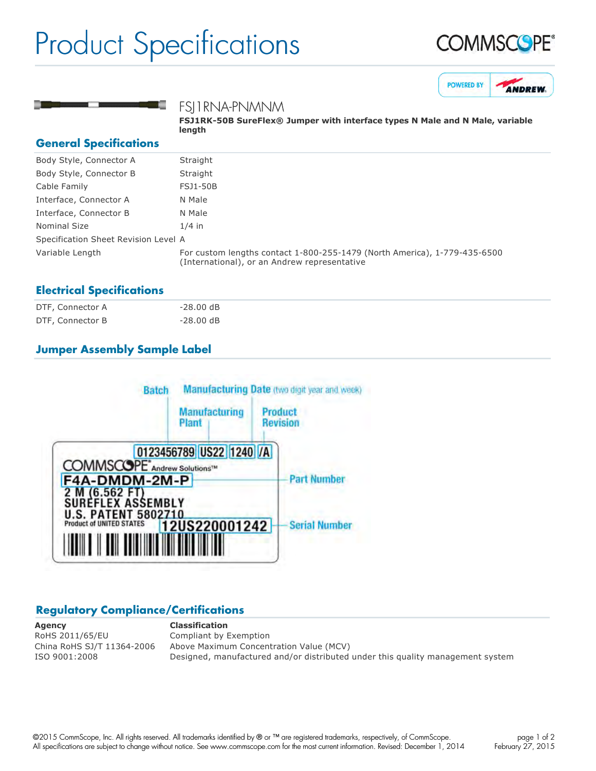# Product Specifications

## FSJ1RNA-PNMNM

**FSJ1RK-50B SureFlex® Jumper with interface types N Male and N Male, variable length**

## General Specifications

| | |
|---|---|
| Body Style, Connector A | Straight |
| Body Style, Connector B | Straight |
| Cable Family | FSJ1-50B |
| Interface, Connector A | N Male |
| Interface, Connector B | N Male |
| Nominal Size | 1/4 in |
| Specification Sheet Revision Level | A |
| Variable Length | For custom lengths contact 1-800-255-1479 (North America), 1-779-435-6500 (International), or an Andrew representative |

## Electrical Specifications

| | |
|---|---|
| DTF, Connector A | -28.00 dB |
| DTF, Connector B | -28.00 dB |

## Jumper Assembly Sample Label

Batch — Manufacturing Date (two digit year and week) — Manufacturing Plant — Product Revision

0123456789 US22 1240 /A

COMMSCOPE® Andrew Solutions™

F4A-DMDM-2M-P — Part Number

2 M (6.562 FT)
SUREFLEX ASSEMBLY
U.S. PATENT 5802710
Product of UNITED STATES

12US220001242 — Serial Number

## Regulatory Compliance/Certifications

| Agency | Classification |
|---|---|
| RoHS 2011/65/EU | Compliant by Exemption |
| China RoHS SJ/T 11364-2006 | Above Maximum Concentration Value (MCV) |
| ISO 9001:2008 | Designed, manufactured and/or distributed under this quality management system |

©2015 CommScope, Inc. All rights reserved. All trademarks identified by ® or ™ are registered trademarks, respectively, of CommScope. All specifications are subject to change without notice. See www.commscope.com for the most current information. Revised: December 1, 2014

February 27, 2015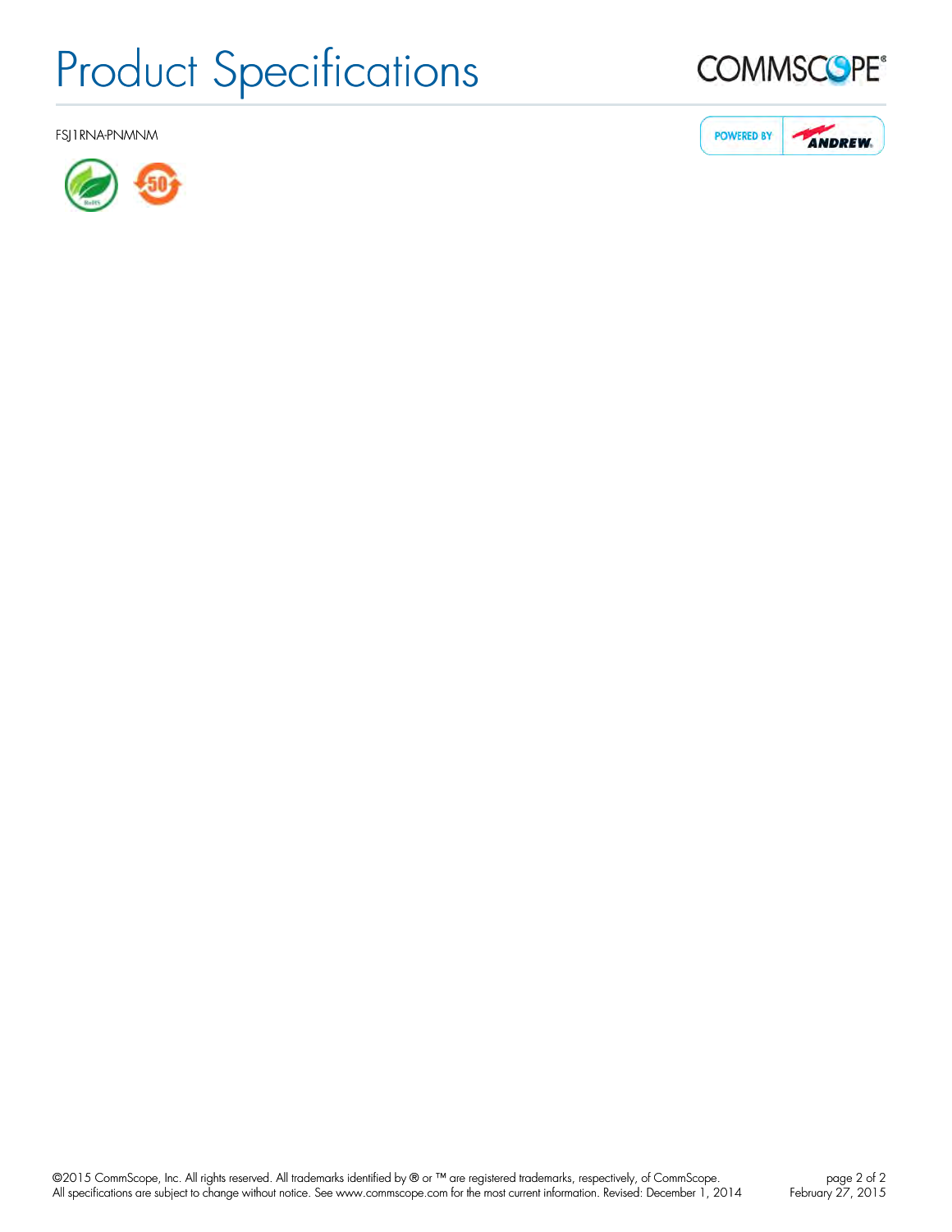FSJ1RNA-PNMNM